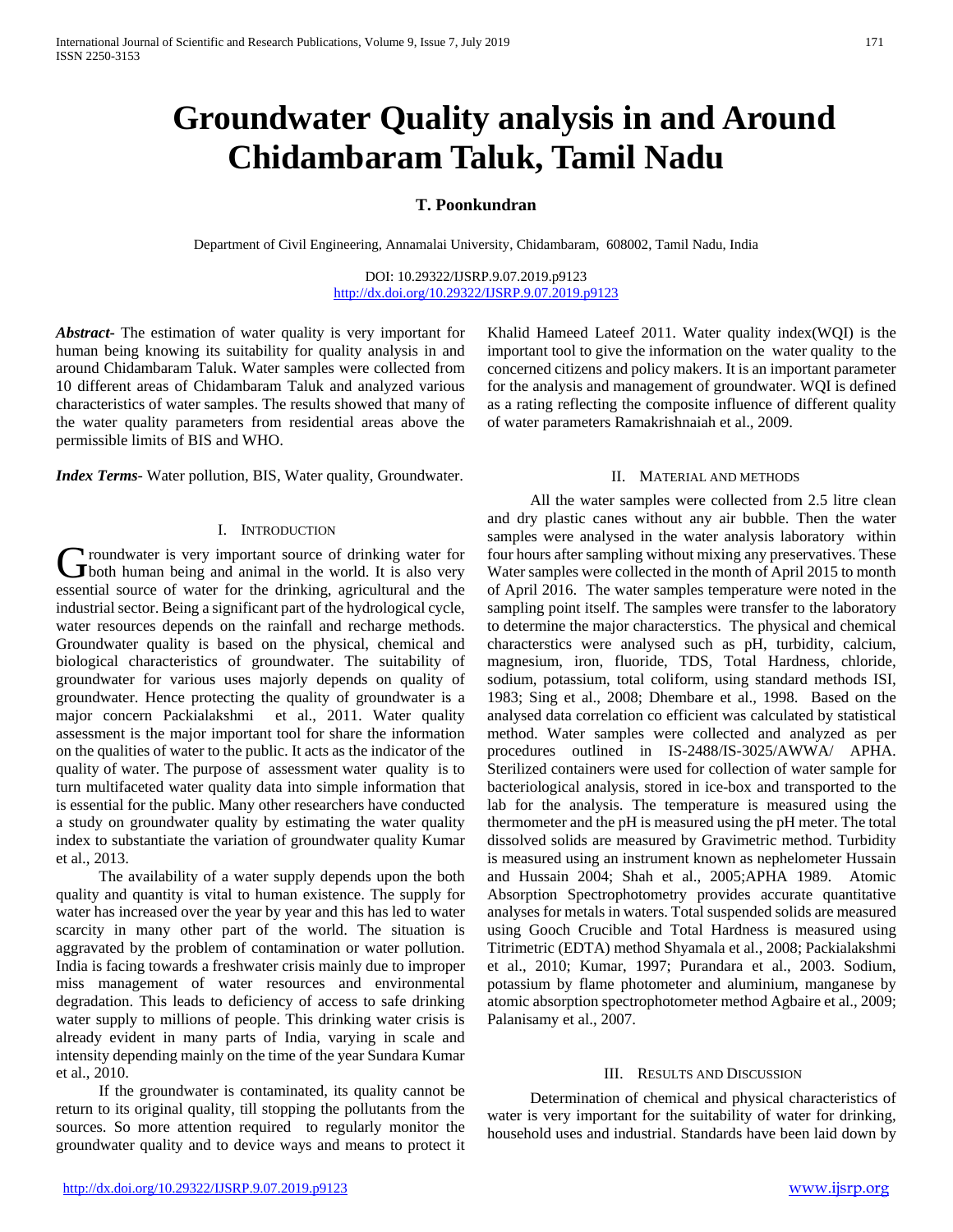# Groundwater Quality analysis in and Around Chidambaram Taluk, Tamil Nadu

**T. Poonkundran**

Department of Civil Engineering, Annamalai University, Chidambaram, 608002, Tamil Nadu, India

DOI: 10.29322/IJSRP.9.07.2019.p9123
http://dx.doi.org/10.29322/IJSRP.9.07.2019.p9123

***Abstract*-** The estimation of water quality is very important for human being knowing its suitability for quality analysis in and around Chidambaram Taluk. Water samples were collected from 10 different areas of Chidambaram Taluk and analyzed various characteristics of water samples. The results showed that many of the water quality parameters from residential areas above the permissible limits of BIS and WHO.

***Index Terms*-** Water pollution, BIS, Water quality, Groundwater.

## I. Introduction

Groundwater is very important source of drinking water for both human being and animal in the world. It is also very essential source of water for the drinking, agricultural and the industrial sector. Being a significant part of the hydrological cycle, water resources depends on the rainfall and recharge methods. Groundwater quality is based on the physical, chemical and biological characteristics of groundwater. The suitability of groundwater for various uses majorly depends on quality of groundwater. Hence protecting the quality of groundwater is a major concern Packialakshmi et al., 2011. Water quality assessment is the major important tool for share the information on the qualities of water to the public. It acts as the indicator of the quality of water. The purpose of assessment water quality is to turn multifaceted water quality data into simple information that is essential for the public. Many other researchers have conducted a study on groundwater quality by estimating the water quality index to substantiate the variation of groundwater quality Kumar et al., 2013.

The availability of a water supply depends upon the both quality and quantity is vital to human existence. The supply for water has increased over the year by year and this has led to water scarcity in many other part of the world. The situation is aggravated by the problem of contamination or water pollution. India is facing towards a freshwater crisis mainly due to improper miss management of water resources and environmental degradation. This leads to deficiency of access to safe drinking water supply to millions of people. This drinking water crisis is already evident in many parts of India, varying in scale and intensity depending mainly on the time of the year Sundara Kumar et al., 2010.

If the groundwater is contaminated, its quality cannot be return to its original quality, till stopping the pollutants from the sources. So more attention required to regularly monitor the groundwater quality and to device ways and means to protect it Khalid Hameed Lateef 2011. Water quality index(WQI) is the important tool to give the information on the water quality to the concerned citizens and policy makers. It is an important parameter for the analysis and management of groundwater. WQI is defined as a rating reflecting the composite influence of different quality of water parameters Ramakrishnaiah et al., 2009.

## II. Material and methods

All the water samples were collected from 2.5 litre clean and dry plastic canes without any air bubble. Then the water samples were analysed in the water analysis laboratory within four hours after sampling without mixing any preservatives. These Water samples were collected in the month of April 2015 to month of April 2016. The water samples temperature were noted in the sampling point itself. The samples were transfer to the laboratory to determine the major characterstics. The physical and chemical characterstics were analysed such as pH, turbidity, calcium, magnesium, iron, fluoride, TDS, Total Hardness, chloride, sodium, potassium, total coliform, using standard methods ISI, 1983; Sing et al., 2008; Dhembare et al., 1998. Based on the analysed data correlation co efficient was calculated by statistical method. Water samples were collected and analyzed as per procedures outlined in IS-2488/IS-3025/AWWA/ APHA. Sterilized containers were used for collection of water sample for bacteriological analysis, stored in ice-box and transported to the lab for the analysis. The temperature is measured using the thermometer and the pH is measured using the pH meter. The total dissolved solids are measured by Gravimetric method. Turbidity is measured using an instrument known as nephelometer Hussain and Hussain 2004; Shah et al., 2005;APHA 1989. Atomic Absorption Spectrophotometry provides accurate quantitative analyses for metals in waters. Total suspended solids are measured using Gooch Crucible and Total Hardness is measured using Titrimetric (EDTA) method Shyamala et al., 2008; Packialakshmi et al., 2010; Kumar, 1997; Purandara et al., 2003. Sodium, potassium by flame photometer and aluminium, manganese by atomic absorption spectrophotometer method Agbaire et al., 2009; Palanisamy et al., 2007.

## III. Results and Discussion

Determination of chemical and physical characteristics of water is very important for the suitability of water for drinking, household uses and industrial. Standards have been laid down by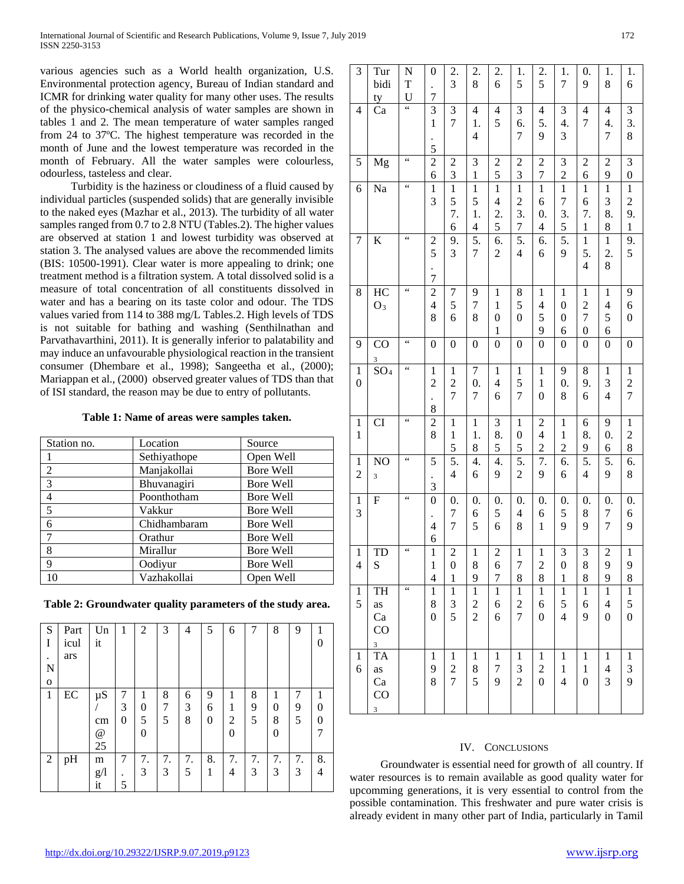various agencies such as a World health organization, U.S. Environmental protection agency, Bureau of Indian standard and ICMR for drinking water quality for many other uses. The results of the physico-chemical analysis of water samples are shown in tables 1 and 2. The mean temperature of water samples ranged from 24 to 37ºC. The highest temperature was recorded in the month of June and the lowest temperature was recorded in the month of February. All the water samples were colourless, odourless, tasteless and clear.

Turbidity is the haziness or cloudiness of a fluid caused by individual particles (suspended solids) that are generally invisible to the naked eyes (Mazhar et al., 2013). The turbidity of all water samples ranged from 0.7 to 2.8 NTU (Tables.2). The higher values are observed at station 1 and lowest turbidity was observed at station 3. The analysed values are above the recommended limits (BIS: 10500-1991). Clear water is more appealing to drink; one treatment method is a filtration system. A total dissolved solid is a measure of total concentration of all constituents dissolved in water and has a bearing on its taste color and odour. The TDS values varied from 114 to 388 mg/L Tables.2. High levels of TDS is not suitable for bathing and washing (Senthilnathan and Parvathavarthini, 2011). It is generally inferior to palatability and may induce an unfavourable physiological reaction in the transient consumer (Dhembare et al., 1998); Sangeetha et al., (2000); Mariappan et al., (2000) observed greater values of TDS than that of ISI standard, the reason may be due to entry of pollutants.

**Table 1: Name of areas were samples taken.**

| Station no. | Location | Source |
|---|---|---|
| 1 | Sethiyathope | Open Well |
| 2 | Manjakollai | Bore Well |
| 3 | Bhuvanagiri | Bore Well |
| 4 | Poonthotham | Bore Well |
| 5 | Vakkur | Bore Well |
| 6 | Chidhambaram | Bore Well |
| 7 | Orathur | Bore Well |
| 8 | Mirallur | Bore Well |
| 9 | Oodiyur | Bore Well |
| 10 | Vazhakollai | Open Well |

**Table 2: Groundwater quality parameters of the study area.**

| SI. No | Particulars | Unit | 1 | 2 | 3 | 4 | 5 | 6 | 7 | 8 | 9 | 10 |
|---|---|---|---|---|---|---|---|---|---|---|---|---|
| 1 | EC | µS/cm@25 | 730 | 1050 | 875 | 638 | 960 | 1120 | 895 | 1080 | 795 | 1007 |
| 2 | pH | mg/lit | 7.5 | 7.3 | 7.3 | 7.5 | 8.1 | 7.4 | 7.3 | 7.3 | 7.3 | 8.4 |
| 3 | Turbidity | NTU | 0.7 | 2.3 | 2.8 | 2.6 | 1.5 | 2.5 | 1.7 | 0.9 | 1.8 | 1.6 |
| 4 | Ca | " | 31.5 | 37 | 41.4 | 45 | 36.7 | 45.9 | 34.3 | 47 | 44.7 | 33.8 |
| 5 | Mg | " | 26 | 23 | 31 | 25 | 23 | 27 | 32 | 26 | 29 | 30 |
| 6 | Na | " | 13 | 157.6 | 151.4 | 142.5 | 123.7 | 160.4 | 173.5 | 167.1 | 138.8 | 129.1 |
| 7 | K | " | 25.7 | 9.3 | 5.7 | 6.2 | 5.4 | 6.6 | 5.9 | 15.4 | 12.8 | 9.5 |
| 8 | $HCO_3$ | " | 248 | 756 | 978 | 1101 | 850 | 1459 | 1006 | 1270 | 1456 | 960 |
| 9 | $CO_3$ | " | 0 | 0 | 0 | 0 | 0 | 0 | 0 | 0 | 0 | 0 |
| 10 | $SO_4$ | " | 12.8 | 127 | 70.7 | 146 | 157 | 110 | 90.8 | 89.6 | 134 | 127 |
| 11 | CI | " | 28 | 115 | 11.8 | 38.5 | 105 | 242 | 112 | 68.9 | 90.6 | 128 |
| 12 | $NO_3$ | " | 5.3 | 5.4 | 4.6 | 4.9 | 5.2 | 7.9 | 6.6 | 5.4 | 5.9 | 6.8 |
| 13 | F | " | 0.46 | 0.77 | 0.65 | 0.56 | 0.48 | 0.61 | 0.59 | 0.89 | 0.77 | 0.69 |
| 14 | TDS | " | 114 | 201 | 189 | 267 | 178 | 128 | 301 | 388 | 299 | 198 |
| 15 | TH as $CaCO_3$ | " | 180 | 135 | 122 | 166 | 127 | 160 | 154 | 169 | 140 | 150 |
| 16 | TA as $CaCO_3$ | | 198 | 127 | 185 | 179 | 132 | 120 | 114 | 110 | 143 | 139 |

## IV. Conclusions

Groundwater is essential need for growth of all country. If water resources is to remain available as good quality water for upcomming generations, it is very essential to control from the possible contamination. This freshwater and pure water crisis is already evident in many other part of India, particularly in Tamil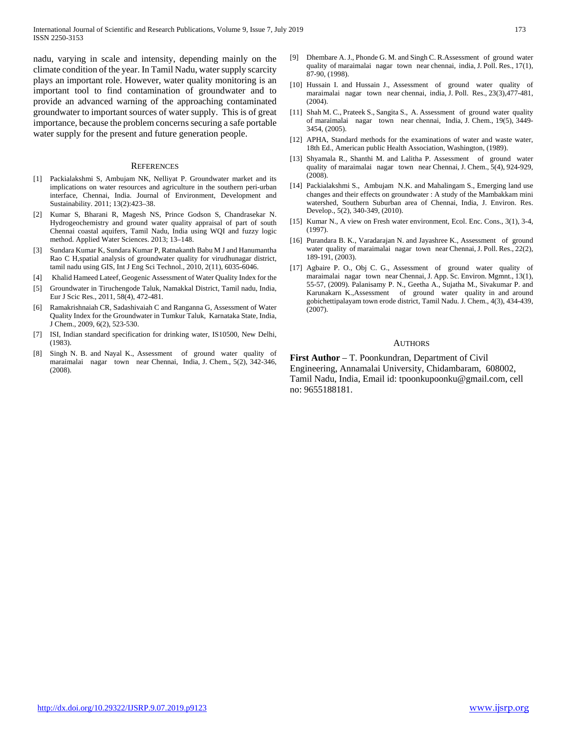nadu, varying in scale and intensity, depending mainly on the climate condition of the year. In Tamil Nadu, water supply scarcity plays an important role. However, water quality monitoring is an important tool to find contamination of groundwater and to provide an advanced warning of the approaching contaminated groundwater to important sources of water supply. This is of great importance, because the problem concerns securing a safe portable water supply for the present and future generation people.

## REFERENCES

[1] Packialakshmi S, Ambujam NK, Nelliyat P. Groundwater market and its implications on water resources and agriculture in the southern peri-urban interface, Chennai, India. Journal of Environment, Development and Sustainability. 2011; 13(2):423–38.

[2] Kumar S, Bharani R, Magesh NS, Prince Godson S, Chandrasekar N. Hydrogeochemistry and ground water quality appraisal of part of south Chennai coastal aquifers, Tamil Nadu, India using WQI and fuzzy logic method. Applied Water Sciences. 2013; 13–148.

[3] Sundara Kumar K, Sundara Kumar P, Ratnakanth Babu M J and Hanumantha Rao C H,spatial analysis of groundwater quality for virudhunagar district, tamil nadu using GIS, Int J Eng Sci Technol., 2010, 2(11), 6035-6046.

[4] Khalid Hameed Lateef, Geogenic Assessment of Water Quality Index for the

[5] Groundwater in Tiruchengode Taluk, Namakkal District, Tamil nadu, India, Eur J Scic Res., 2011, 58(4), 472-481.

[6] Ramakrishnaiah CR, Sadashivaiah C and Ranganna G, Assessment of Water Quality Index for the Groundwater in Tumkur Taluk, Karnataka State, India, J Chem., 2009, 6(2), 523-530.

[7] ISI, Indian standard specification for drinking water, IS10500, New Delhi, (1983).

[8] Singh N. B. and Nayal K., Assessment of ground water quality of maraimalai nagar town near Chennai, India, J. Chem., 5(2), 342-346, (2008).

[9] Dhembare A. J., Phonde G. M. and Singh C. R.Assessment of ground water quality of maraimalai nagar town near chennai, india, J. Poll. Res., 17(1), 87-90, (1998).

[10] Hussain I. and Hussain J., Assessment of ground water quality of maraimalai nagar town near chennai, india, J. Poll. Res., 23(3),477-481, (2004).

[11] Shah M. C., Prateek S., Sangita S., A. Assessment of ground water quality of maraimalai nagar town near chennai, India, J. Chem., 19(5), 3449-3454, (2005).

[12] APHA, Standard methods for the examinations of water and waste water, 18th Ed., American public Health Association, Washington, (1989).

[13] Shyamala R., Shanthi M. and Lalitha P. Assessment of ground water quality of maraimalai nagar town near Chennai, J. Chem., 5(4), 924-929, (2008).

[14] Packialakshmi S., Ambujam N.K. and Mahalingam S., Emerging land use changes and their effects on groundwater : A study of the Mambakkam mini watershed, Southern Suburban area of Chennai, India, J. Environ. Res. Develop., 5(2), 340-349, (2010).

[15] Kumar N., A view on Fresh water environment, Ecol. Enc. Cons., 3(1), 3-4, (1997).

[16] Purandara B. K., Varadarajan N. and Jayashree K., Assessment of ground water quality of maraimalai nagar town near Chennai, J. Poll. Res., 22(2), 189-191, (2003).

[17] Agbaire P. O., Obj C. G., Assessment of ground water quality of maraimalai nagar town near Chennai, J. App. Sc. Environ. Mgmnt., 13(1), 55-57, (2009). Palanisamy P. N., Geetha A., Sujatha M., Sivakumar P. and Karunakarn K.,Assessment of ground water quality in and around gobichettipalayam town erode district, Tamil Nadu. J. Chem., 4(3), 434-439, (2007).

## AUTHORS

**First Author** – T. Poonkundran, Department of Civil Engineering, Annamalai University, Chidambaram, 608002, Tamil Nadu, India, Email id: tpoonkupoonku@gmail.com, cell no: 9655188181.